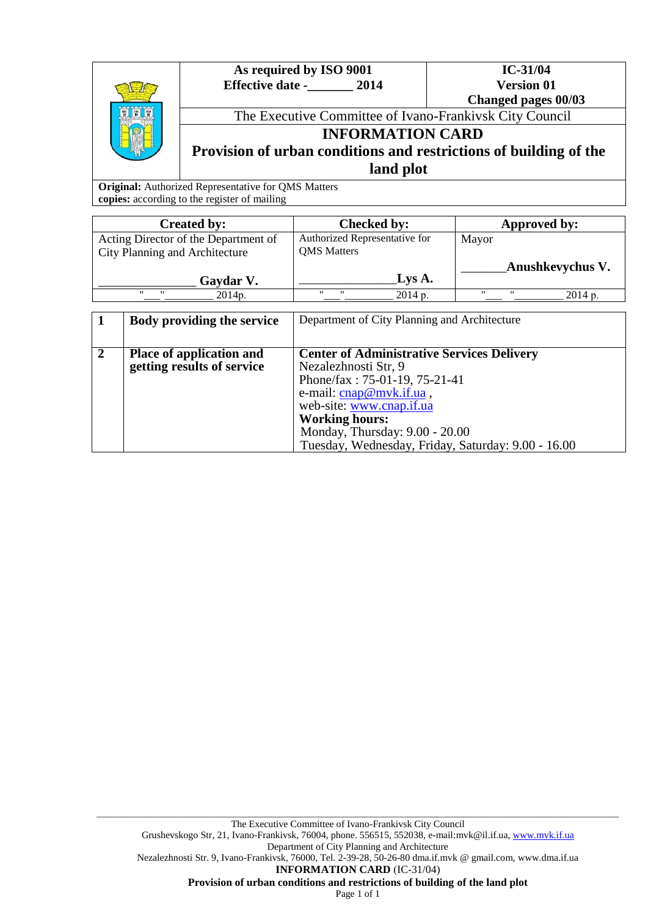| | As required by ISO 9001<br>Effective date -_______ 2014 | IC-31/04<br>Version 01<br>Changed pages 00/03 |
|---|---|---|
| | The Executive Committee of Ivano-Frankivsk City Council | |
| | **INFORMATION CARD**<br>**Provision of urban conditions and restrictions of building of the land plot** | |

**Original:** Authorized Representative for QMS Matters
**copies:** according to the register of mailing

| Created by: | Checked by: | Approved by: |
|---|---|---|
| Acting Director of the Department of City Planning and Architecture<br>_______________ **Gaydar V.** | Authorized Representative for QMS Matters<br>_______________**Lys A.** | Mayor<br>_______**Anushkevychus V.** |
| "___"________ 2014р. | "___"________ 2014 р. | "___"________ 2014 р. |

| | | |
|---|---|---|
| **1** | **Body providing the service** | Department of City Planning and Architecture |
| **2** | **Place of application and getting results of service** | **Center of Administrative Services Delivery**<br>Nezalezhnosti Str, 9<br>Phone/fax : 75-01-19, 75-21-41<br>e-mail: cnap@mvk.if.ua ,<br>web-site: www.cnap.if.ua<br>**Working hours:**<br>Monday, Thursday: 9.00 - 20.00<br>Tuesday, Wednesday, Friday, Saturday: 9.00 - 16.00 |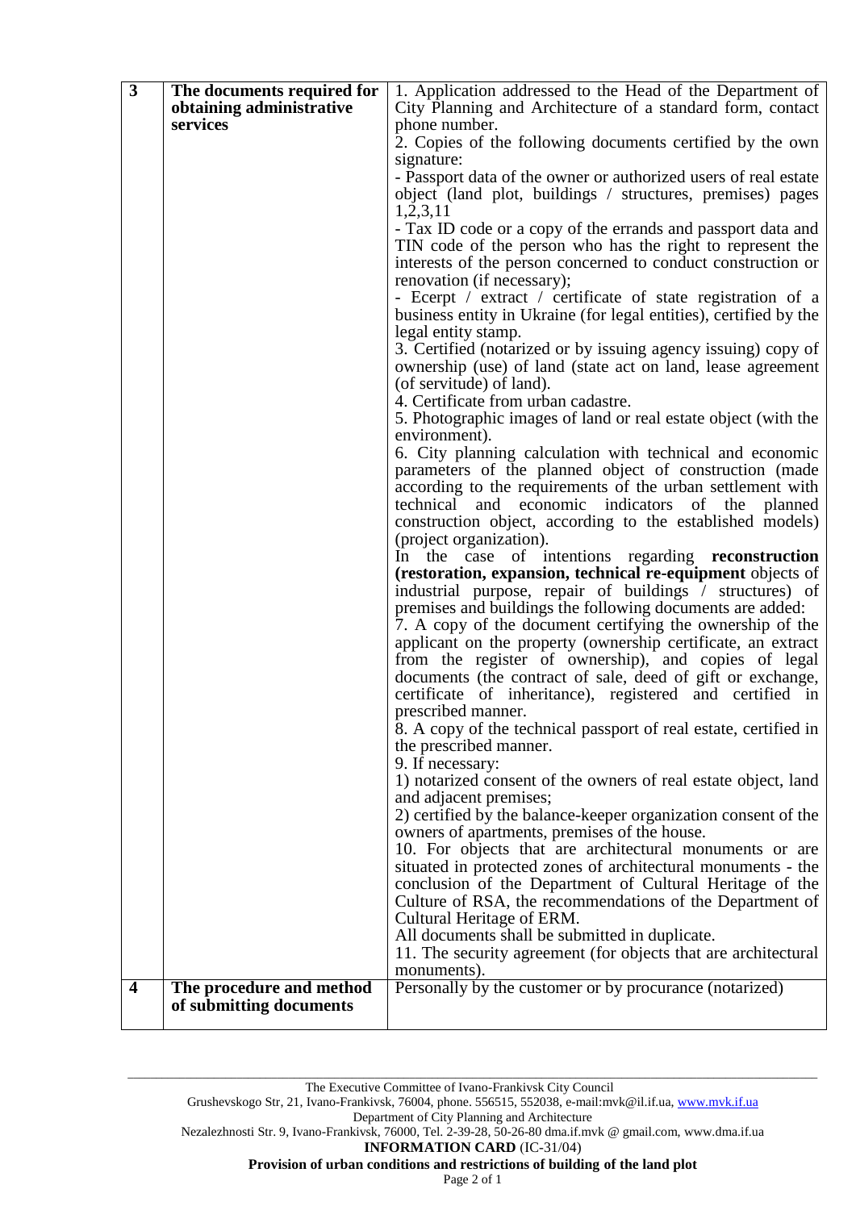| | | |
|---|---|---|
| **3** | **The documents required for obtaining administrative services** | 1. Application addressed to the Head of the Department of City Planning and Architecture of a standard form, contact phone number.<br>2. Copies of the following documents certified by the own signature:<br>- Passport data of the owner or authorized users of real estate object (land plot, buildings / structures, premises) pages 1,2,3,11<br>- Tax ID code or a copy of the errands and passport data and TIN code of the person who has the right to represent the interests of the person concerned to conduct construction or renovation (if necessary);<br>- Ecerpt / extract / certificate of state registration of a business entity in Ukraine (for legal entities), certified by the legal entity stamp.<br>3. Certified (notarized or by issuing agency issuing) copy of ownership (use) of land (state act on land, lease agreement (of servitude) of land).<br>4. Certificate from urban cadastre.<br>5. Photographic images of land or real estate object (with the environment).<br>6. City planning calculation with technical and economic parameters of the planned object of construction (made according to the requirements of the urban settlement with technical and economic indicators of the planned construction object, according to the established models) (project organization).<br>In the case of intentions regarding **reconstruction (restoration, expansion, technical re-equipment** objects of industrial purpose, repair of buildings / structures) of premises and buildings the following documents are added:<br>7. A copy of the document certifying the ownership of the applicant on the property (ownership certificate, an extract from the register of ownership), and copies of legal documents (the contract of sale, deed of gift or exchange, certificate of inheritance), registered and certified in prescribed manner.<br>8. A copy of the technical passport of real estate, certified in the prescribed manner.<br>9. If necessary:<br>1) notarized consent of the owners of real estate object, land and adjacent premises;<br>2) certified by the balance-keeper organization consent of the owners of apartments, premises of the house.<br>10. For objects that are architectural monuments or are situated in protected zones of architectural monuments - the conclusion of the Department of Cultural Heritage of the Culture of RSA, the recommendations of the Department of Cultural Heritage of ERM.<br>All documents shall be submitted in duplicate.<br>11. The security agreement (for objects that are architectural monuments). |
| **4** | **The procedure and method of submitting documents** | Personally by the customer or by procurance (notarized) |

The Executive Committee of Ivano-Frankivsk City Council
Grushevskogo Str, 21, Ivano-Frankivsk, 76004, phone. 556515, 552038, e-mail:mvk@il.if.ua, www.mvk.if.ua
Department of City Planning and Architecture
Nezalezhnosti Str. 9, Ivano-Frankivsk, 76000, Tel. 2-39-28, 50-26-80 dma.if.mvk @ gmail.com, www.dma.if.ua
**INFORMATION CARD** (IC-31/04)
**Provision of urban conditions and restrictions of building of the land plot**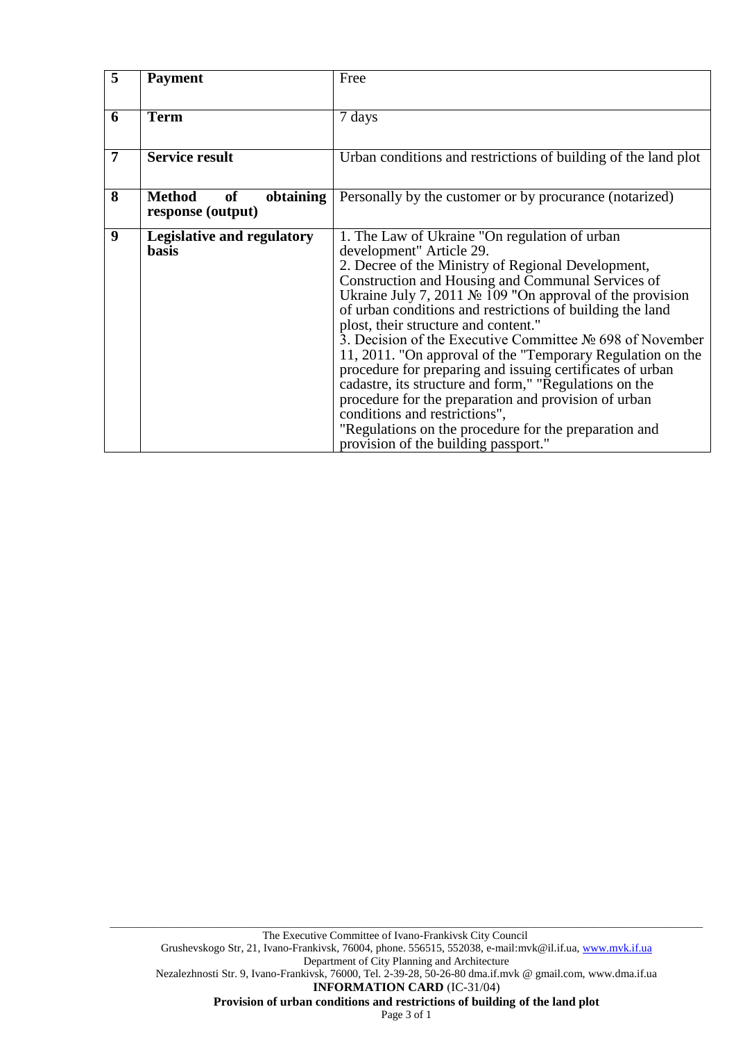| | | |
|---|---|---|
| **5** | **Payment** | Free |
| **6** | **Term** | 7 days |
| **7** | **Service result** | Urban conditions and restrictions of building of the land plot |
| **8** | **Method of obtaining response (output)** | Personally by the customer or by procurance (notarized) |
| **9** | **Legislative and regulatory basis** | 1. The Law of Ukraine "On regulation of urban development" Article 29.<br>2. Decree of the Ministry of Regional Development, Construction and Housing and Communal Services of Ukraine July 7, 2011 № 109 "On approval of the provision of urban conditions and restrictions of building the land plost, their structure and content."<br>3. Decision of the Executive Committee № 698 of November 11, 2011. "On approval of the "Temporary Regulation on the procedure for preparing and issuing certificates of urban cadastre, its structure and form," "Regulations on the procedure for the preparation and provision of urban conditions and restrictions",<br>"Regulations on the procedure for the preparation and provision of the building passport." |